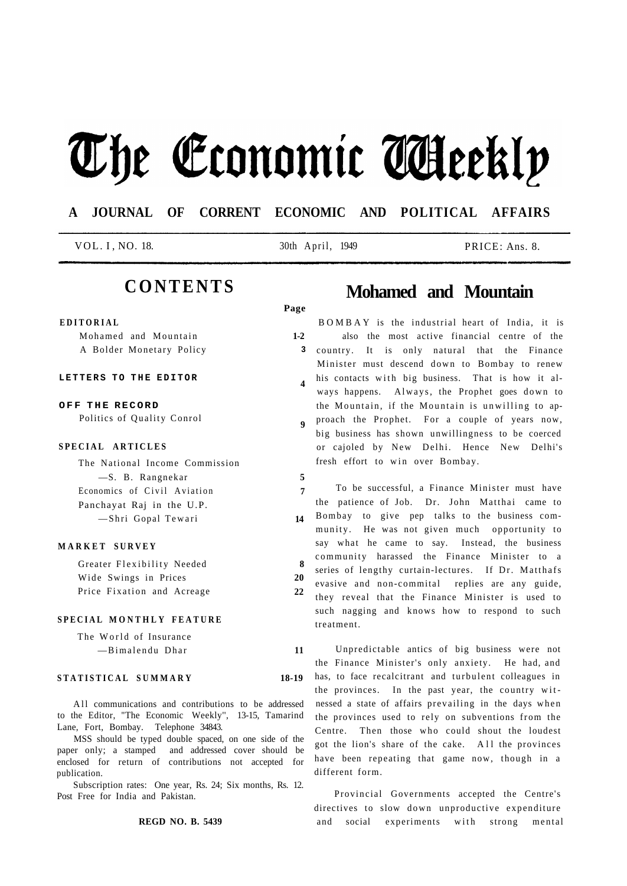# The Economic Weekly

**A JOURNAL OF CORRENT ECONOMIC AND POLITICAL AFFAIRS**

VOL. I, NO. 18. | 30th April, 1949 | PRICE: Ans. 8.

## CONTENTS

| | Page |
|---|---|
| **EDITORIAL** | |
| Mohamed and Mountain | 1-2 |
| A Bolder Monetary Policy | 3 |
| **LETTERS TO THE EDITOR** | 4 |
| **OFF THE RECORD** | |
| Politics of Quality Conrol | 9 |
| **SPECIAL ARTICLES** | |
| The National Income Commission —S. B. Rangnekar | 5 |
| Economics of Civil Aviation | 7 |
| Panchayat Raj in the U.P. —Shri Gopal Tewari | 14 |
| **MARKET SURVEY** | |
| Greater Flexibility Needed | 8 |
| Wide Swings in Prices | 20 |
| Price Fixation and Acreage | 22 |
| **SPECIAL MONTHLY FEATURE** | |
| The World of Insurance —Bimalendu Dhar | 11 |
| **STATISTICAL SUMMARY** | 18-19 |

All communications and contributions to be addressed to the Editor, "The Economic Weekly", 13-15, Tamarind Lane, Fort, Bombay. Telephone 34843.

MSS should be typed double spaced, on one side of the paper only; a stamped and addressed cover should be enclosed for return of contributions not accepted for publication.

Subscription rates: One year, Rs. 24; Six months, Rs. 12. Post Free for India and Pakistan.

**REGD NO. B. 5439**

# Mohamed and Mountain

BOMBAY is the industrial heart of India, it is also the most active financial centre of the country. It is only natural that the Finance Minister must descend down to Bombay to renew his contacts with big business. That is how it always happens. Always, the Prophet goes down to the Mountain, if the Mountain is unwilling to approach the Prophet. For a couple of years now, big business has shown unwillingness to be coerced or cajoled by New Delhi. Hence New Delhi's fresh effort to win over Bombay.

To be successful, a Finance Minister must have the patience of Job. Dr. John Matthai came to Bombay to give pep talks to the business community. He was not given much opportunity to say what he came to say. Instead, the business community harassed the Finance Minister to a series of lengthy curtain-lectures. If Dr. Matthafs evasive and non-commital replies are any guide, they reveal that the Finance Minister is used to such nagging and knows how to respond to such treatment.

Unpredictable antics of big business were not the Finance Minister's only anxiety. He had, and has, to face recalcitrant and turbulent colleagues in the provinces. In the past year, the country witnessed a state of affairs prevailing in the days when the provinces used to rely on subventions from the Centre. Then those who could shout the loudest got the lion's share of the cake. All the provinces have been repeating that game now, though in a different form.

Provincial Governments accepted the Centre's directives to slow down unproductive expenditure and social experiments with strong mental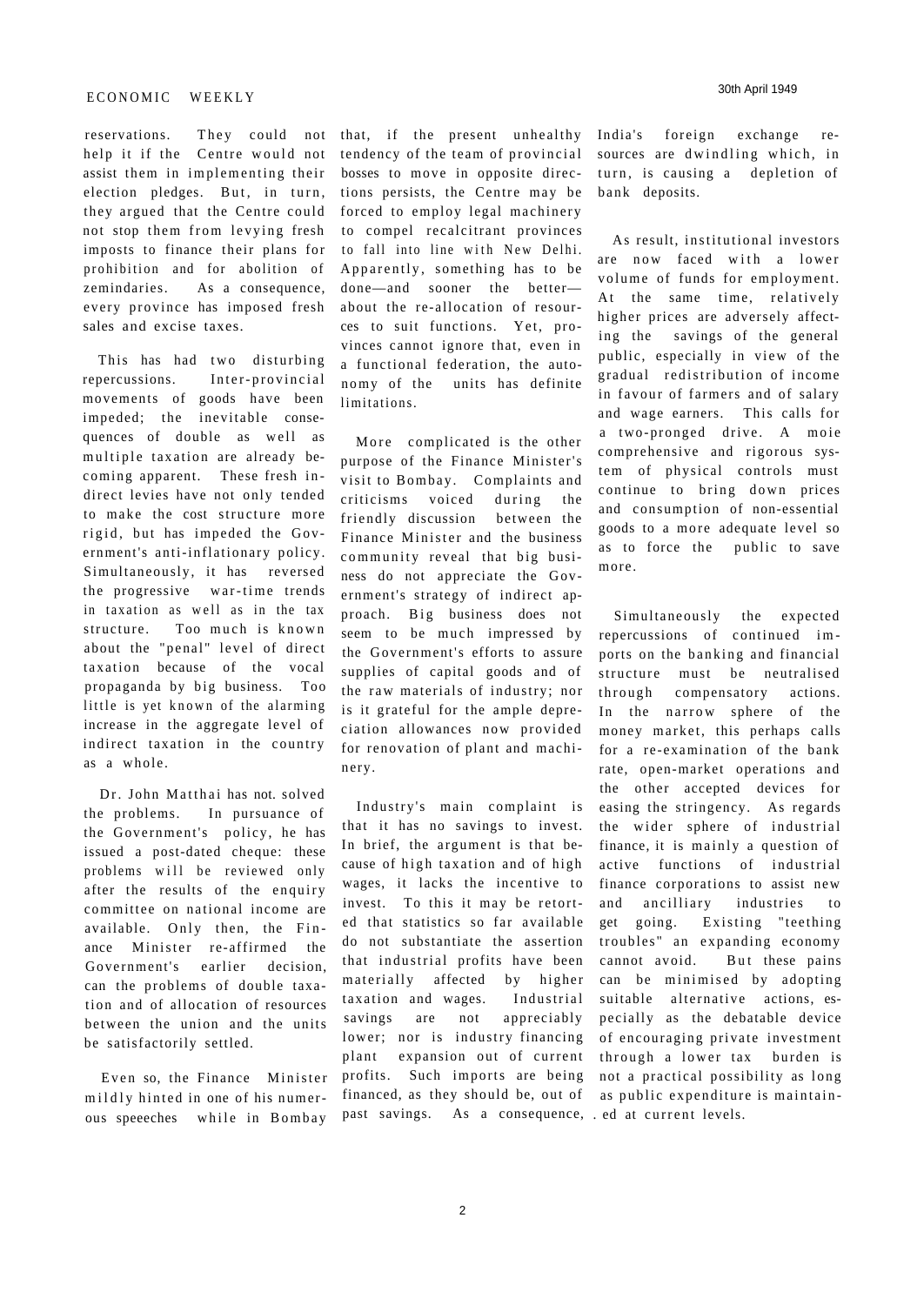reservations. They could not help it if the Centre would not assist them in implementing their election pledges. But, in turn, they argued that the Centre could not stop them from levying fresh imposts to finance their plans for prohibition and for abolition of zemindaries. As a consequence, every province has imposed fresh sales and excise taxes.

This has had two disturbing repercussions. Inter-provincial movements of goods have been impeded; the inevitable consequences of double as well as multiple taxation are already becoming apparent. These fresh indirect levies have not only tended to make the cost structure more rigid, but has impeded the Government's anti-inflationary policy. Simultaneously, it has reversed the progressive war-time trends in taxation as well as in the tax structure. Too much is known about the "penal" level of direct taxation because of the vocal propaganda by big business. Too little is yet known of the alarming increase in the aggregate level of indirect taxation in the country as a whole.

Dr. John Matthai has not solved the problems. In pursuance of the Government's policy, he has issued a post-dated cheque: these problems will be reviewed only after the results of the enquiry committee on national income are available. Only then, the Finance Minister re-affirmed the Government's earlier decision, can the problems of double taxation and of allocation of resources between the union and the units be satisfactorily settled.

Even so, the Finance Minister mildly hinted in one of his numerous speeeches while in Bombay that, if the present unhealthy tendency of the team of provincial bosses to move in opposite directions persists, the Centre may be forced to employ legal machinery to compel recalcitrant provinces to fall into line with New Delhi. Apparently, something has to be done—and sooner the better—about the re-allocation of resources to suit functions. Yet, provinces cannot ignore that, even in a functional federation, the autonomy of the units has definite limitations.

More complicated is the other purpose of the Finance Minister's visit to Bombay. Complaints and criticisms voiced during the friendly discussion between the Finance Minister and the business community reveal that big business do not appreciate the Government's strategy of indirect approach. Big business does not seem to be much impressed by the Government's efforts to assure supplies of capital goods and of the raw materials of industry; nor is it grateful for the ample depreciation allowances now provided for renovation of plant and machinery.

Industry's main complaint is that it has no savings to invest. In brief, the argument is that because of high taxation and of high wages, it lacks the incentive to invest. To this it may be retorted that statistics so far available do not substantiate the assertion that industrial profits have been materially affected by higher taxation and wages. Industrial savings are not appreciably lower; nor is industry financing plant expansion out of current profits. Such imports are being financed, as they should be, out of past savings. As a consequence, India's foreign exchange resources are dwindling which, in turn, is causing a depletion of bank deposits.

As result, institutional investors are now faced with a lower volume of funds for employment. At the same time, relatively higher prices are adversely affecting the savings of the general public, especially in view of the gradual redistribution of income in favour of farmers and of salary and wage earners. This calls for a two-pronged drive. A moie comprehensive and rigorous system of physical controls must continue to bring down prices and consumption of non-essential goods to a more adequate level so as to force the public to save more.

Simultaneously the expected repercussions of continued imports on the banking and financial structure must be neutralised through compensatory actions. In the narrow sphere of the money market, this perhaps calls for a re-examination of the bank rate, open-market operations and the other accepted devices for easing the stringency. As regards the wider sphere of industrial finance, it is mainly a question of active functions of industrial finance corporations to assist new and ancilliary industries to get going. Existing "teething troubles" an expanding economy cannot avoid. But these pains can be minimised by adopting suitable alternative actions, especially as the debatable device of encouraging private investment through a lower tax burden is not a practical possibility as long as public expenditure is maintained at current levels.